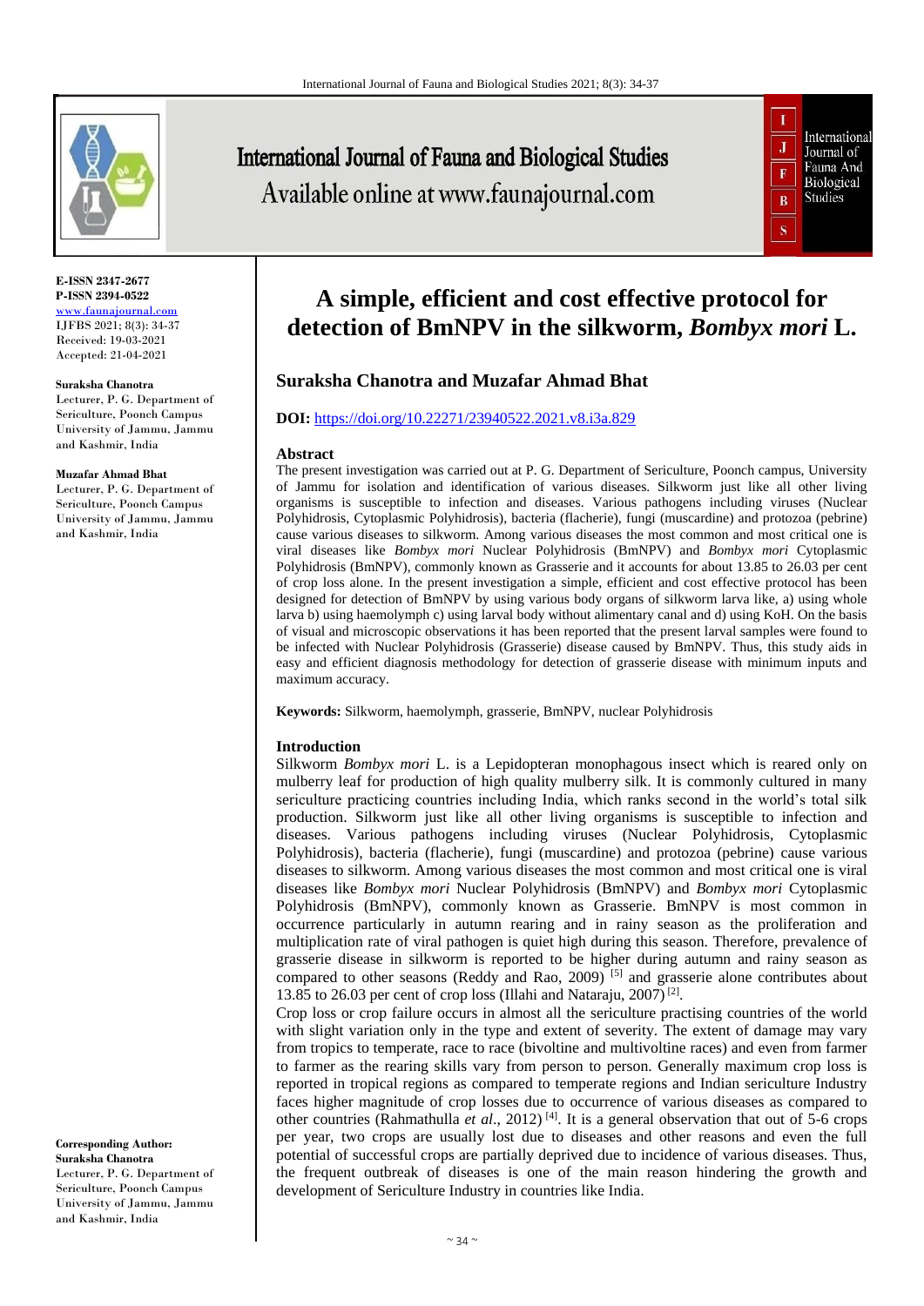# A simple, efficient and cost effective protocol for detection of BmNPV in the silkworm, *Bombyx mori* L.

**Suraksha Chanotra and Muzafar Ahmad Bhat**

**DOI:** https://doi.org/10.22271/23940522.2021.v8.i3a.829

**E-ISSN 2347-2677**
**P-ISSN 2394-0522**
www.faunajournal.com
IJFBS 2021; 8(3): 34-37
Received: 19-03-2021
Accepted: 21-04-2021

**Suraksha Chanotra**
Lecturer, P. G. Department of Sericulture, Poonch Campus University of Jammu, Jammu and Kashmir, India

**Muzafar Ahmad Bhat**
Lecturer, P. G. Department of Sericulture, Poonch Campus University of Jammu, Jammu and Kashmir, India

**Corresponding Author:**
**Suraksha Chanotra**
Lecturer, P. G. Department of Sericulture, Poonch Campus University of Jammu, Jammu and Kashmir, India

## Abstract

The present investigation was carried out at P. G. Department of Sericulture, Poonch campus, University of Jammu for isolation and identification of various diseases. Silkworm just like all other living organisms is susceptible to infection and diseases. Various pathogens including viruses (Nuclear Polyhidrosis, Cytoplasmic Polyhidrosis), bacteria (flacherie), fungi (muscardine) and protozoa (pebrine) cause various diseases to silkworm. Among various diseases the most common and most critical one is viral diseases like *Bombyx mori* Nuclear Polyhidrosis (BmNPV) and *Bombyx mori* Cytoplasmic Polyhidrosis (BmNPV), commonly known as Grasserie and it accounts for about 13.85 to 26.03 per cent of crop loss alone. In the present investigation a simple, efficient and cost effective protocol has been designed for detection of BmNPV by using various body organs of silkworm larva like, a) using whole larva b) using haemolymph c) using larval body without alimentary canal and d) using KoH. On the basis of visual and microscopic observations it has been reported that the present larval samples were found to be infected with Nuclear Polyhidrosis (Grasserie) disease caused by BmNPV. Thus, this study aids in easy and efficient diagnosis methodology for detection of grasserie disease with minimum inputs and maximum accuracy.

**Keywords:** Silkworm, haemolymph, grasserie, BmNPV, nuclear Polyhidrosis

## Introduction

Silkworm *Bombyx mori* L. is a Lepidopteran monophagous insect which is reared only on mulberry leaf for production of high quality mulberry silk. It is commonly cultured in many sericulture practicing countries including India, which ranks second in the world's total silk production. Silkworm just like all other living organisms is susceptible to infection and diseases. Various pathogens including viruses (Nuclear Polyhidrosis, Cytoplasmic Polyhidrosis), bacteria (flacherie), fungi (muscardine) and protozoa (pebrine) cause various diseases to silkworm. Among various diseases the most common and most critical one is viral diseases like *Bombyx mori* Nuclear Polyhidrosis (BmNPV) and *Bombyx mori* Cytoplasmic Polyhidrosis (BmNPV), commonly known as Grasserie. BmNPV is most common in occurrence particularly in autumn rearing and in rainy season as the proliferation and multiplication rate of viral pathogen is quiet high during this season. Therefore, prevalence of grasserie disease in silkworm is reported to be higher during autumn and rainy season as compared to other seasons (Reddy and Rao, 2009) [5] and grasserie alone contributes about 13.85 to 26.03 per cent of crop loss (Illahi and Nataraju, 2007) [2].

Crop loss or crop failure occurs in almost all the sericulture practising countries of the world with slight variation only in the type and extent of severity. The extent of damage may vary from tropics to temperate, race to race (bivoltine and multivoltine races) and even from farmer to farmer as the rearing skills vary from person to person. Generally maximum crop loss is reported in tropical regions as compared to temperate regions and Indian sericulture Industry faces higher magnitude of crop losses due to occurrence of various diseases as compared to other countries (Rahmathulla *et al*., 2012) [4]. It is a general observation that out of 5-6 crops per year, two crops are usually lost due to diseases and other reasons and even the full potential of successful crops are partially deprived due to incidence of various diseases. Thus, the frequent outbreak of diseases is one of the main reason hindering the growth and development of Sericulture Industry in countries like India.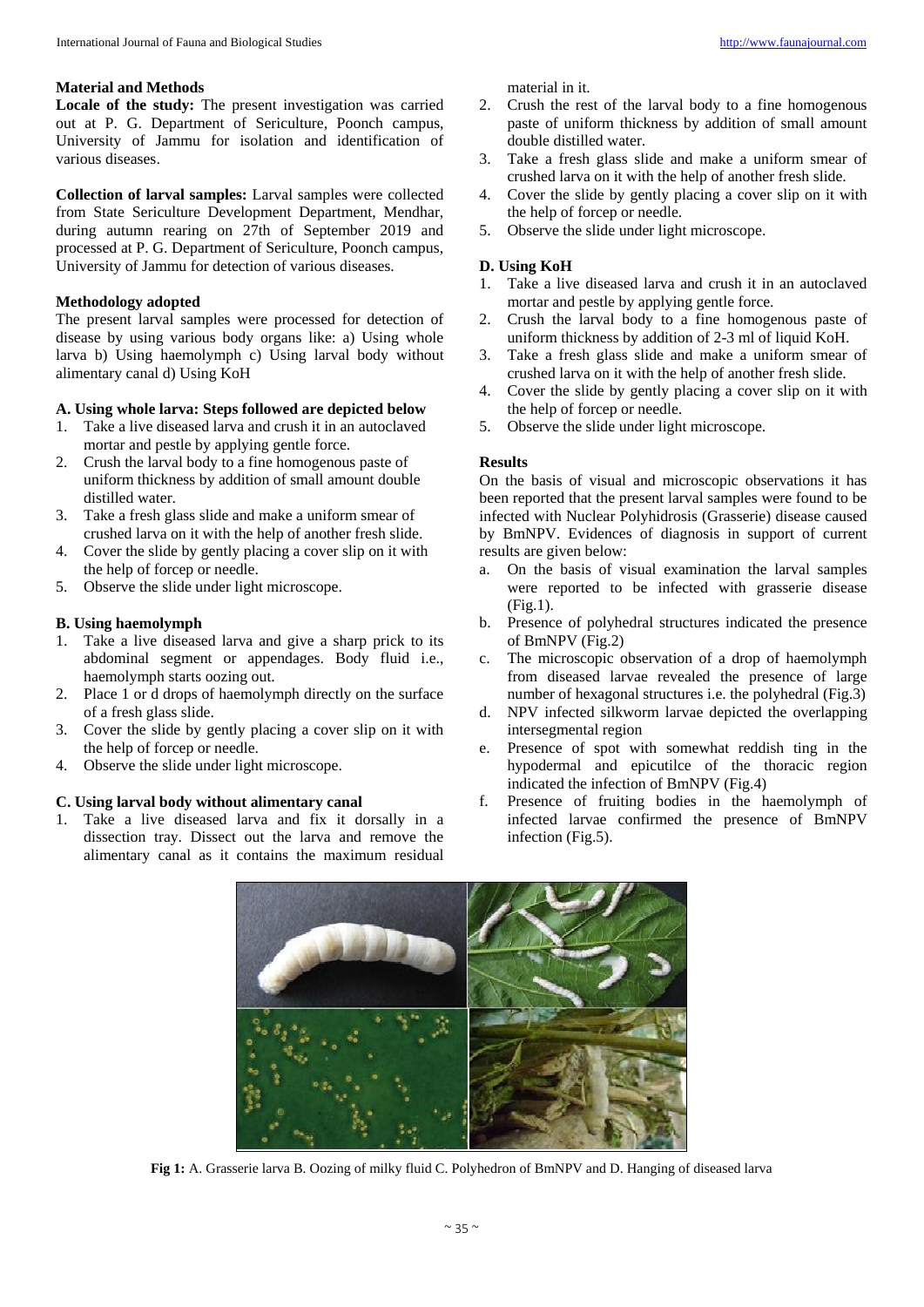### Material and Methods

**Locale of the study:** The present investigation was carried out at P. G. Department of Sericulture, Poonch campus, University of Jammu for isolation and identification of various diseases.

**Collection of larval samples:** Larval samples were collected from State Sericulture Development Department, Mendhar, during autumn rearing on 27th of September 2019 and processed at P. G. Department of Sericulture, Poonch campus, University of Jammu for detection of various diseases.

### Methodology adopted

The present larval samples were processed for detection of disease by using various body organs like: a) Using whole larva b) Using haemolymph c) Using larval body without alimentary canal d) Using KoH

#### A. Using whole larva: Steps followed are depicted below

1. Take a live diseased larva and crush it in an autoclaved mortar and pestle by applying gentle force.
2. Crush the larval body to a fine homogenous paste of uniform thickness by addition of small amount double distilled water.
3. Take a fresh glass slide and make a uniform smear of crushed larva on it with the help of another fresh slide.
4. Cover the slide by gently placing a cover slip on it with the help of forcep or needle.
5. Observe the slide under light microscope.

#### B. Using haemolymph

1. Take a live diseased larva and give a sharp prick to its abdominal segment or appendages. Body fluid i.e., haemolymph starts oozing out.
2. Place 1 or d drops of haemolymph directly on the surface of a fresh glass slide.
3. Cover the slide by gently placing a cover slip on it with the help of forcep or needle.
4. Observe the slide under light microscope.

#### C. Using larval body without alimentary canal

1. Take a live diseased larva and fix it dorsally in a dissection tray. Dissect out the larva and remove the alimentary canal as it contains the maximum residual material in it.
2. Crush the rest of the larval body to a fine homogenous paste of uniform thickness by addition of small amount double distilled water.
3. Take a fresh glass slide and make a uniform smear of crushed larva on it with the help of another fresh slide.
4. Cover the slide by gently placing a cover slip on it with the help of forcep or needle.
5. Observe the slide under light microscope.

#### D. Using KoH

1. Take a live diseased larva and crush it in an autoclaved mortar and pestle by applying gentle force.
2. Crush the larval body to a fine homogenous paste of uniform thickness by addition of 2-3 ml of liquid KoH.
3. Take a fresh glass slide and make a uniform smear of crushed larva on it with the help of another fresh slide.
4. Cover the slide by gently placing a cover slip on it with the help of forcep or needle.
5. Observe the slide under light microscope.

### Results

On the basis of visual and microscopic observations it has been reported that the present larval samples were found to be infected with Nuclear Polyhidrosis (Grasserie) disease caused by BmNPV. Evidences of diagnosis in support of current results are given below:

a. On the basis of visual examination the larval samples were reported to be infected with grasserie disease (Fig.1).
b. Presence of polyhedral structures indicated the presence of BmNPV (Fig.2)
c. The microscopic observation of a drop of haemolymph from diseased larvae revealed the presence of large number of hexagonal structures i.e. the polyhedral (Fig.3)
d. NPV infected silkworm larvae depicted the overlapping intersegmental region
e. Presence of spot with somewhat reddish ting in the hypodermal and epicutilce of the thoracic region indicated the infection of BmNPV (Fig.4)
f. Presence of fruiting bodies in the haemolymph of infected larvae confirmed the presence of BmNPV infection (Fig.5).

**Fig 1:** A. Grasserie larva B. Oozing of milky fluid C. Polyhedron of BmNPV and D. Hanging of diseased larva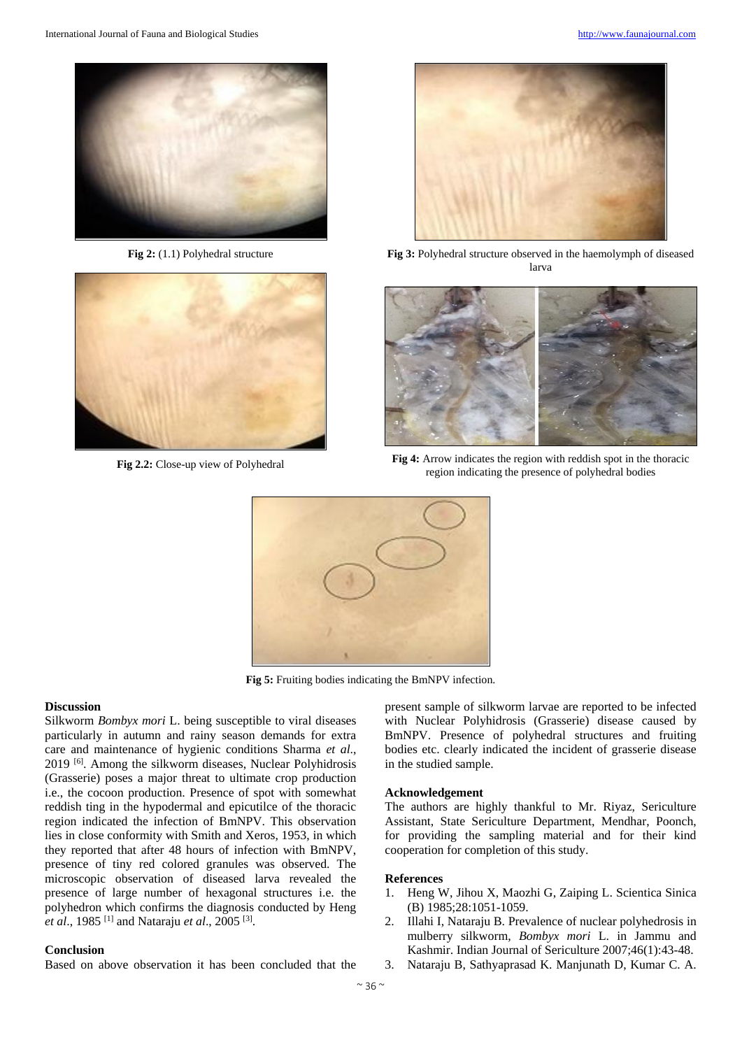Fig 2: (1.1) Polyhedral structure

Fig 3: Polyhedral structure observed in the haemolymph of diseased larva

Fig 2.2: Close-up view of Polyhedral

Fig 4: Arrow indicates the region with reddish spot in the thoracic region indicating the presence of polyhedral bodies

Fig 5: Fruiting bodies indicating the BmNPV infection.

## Discussion

Silkworm *Bombyx mori* L. being susceptible to viral diseases particularly in autumn and rainy season demands for extra care and maintenance of hygienic conditions Sharma *et al*., 2019 [6]. Among the silkworm diseases, Nuclear Polyhidrosis (Grasserie) poses a major threat to ultimate crop production i.e., the cocoon production. Presence of spot with somewhat reddish ting in the hypodermal and epicutilce of the thoracic region indicated the infection of BmNPV. This observation lies in close conformity with Smith and Xeros, 1953, in which they reported that after 48 hours of infection with BmNPV, presence of tiny red colored granules was observed. The microscopic observation of diseased larva revealed the presence of large number of hexagonal structures i.e. the polyhedron which confirms the diagnosis conducted by Heng *et al*., 1985 [1] and Nataraju *et al*., 2005 [3].

## Conclusion

Based on above observation it has been concluded that the present sample of silkworm larvae are reported to be infected with Nuclear Polyhidrosis (Grasserie) disease caused by BmNPV. Presence of polyhedral structures and fruiting bodies etc. clearly indicated the incident of grasserie disease in the studied sample.

## Acknowledgement

The authors are highly thankful to Mr. Riyaz, Sericulture Assistant, State Sericulture Department, Mendhar, Poonch, for providing the sampling material and for their kind cooperation for completion of this study.

## References

1. Heng W, Jihou X, Maozhi G, Zaiping L. Scientica Sinica (B) 1985;28:1051-1059.
2. Illahi I, Nataraju B. Prevalence of nuclear polyhedrosis in mulberry silkworm, *Bombyx mori* L. in Jammu and Kashmir. Indian Journal of Sericulture 2007;46(1):43-48.
3. Nataraju B, Sathyaprasad K. Manjunath D, Kumar C. A.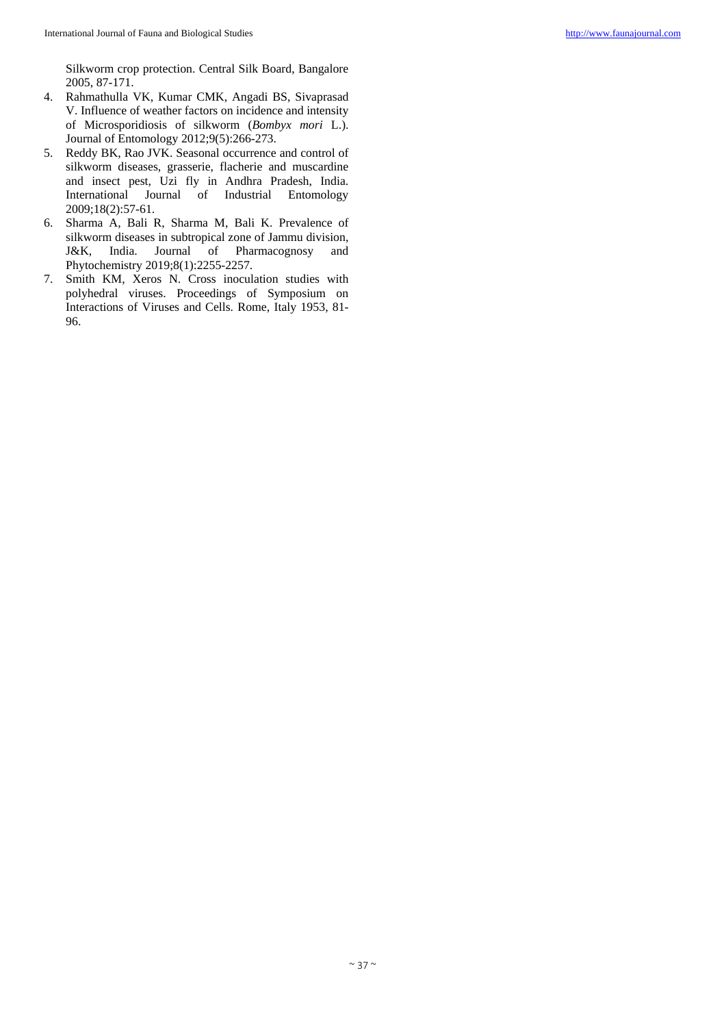Silkworm crop protection. Central Silk Board, Bangalore 2005, 87-171.

4. Rahmathulla VK, Kumar CMK, Angadi BS, Sivaprasad V. Influence of weather factors on incidence and intensity of Microsporidiosis of silkworm (*Bombyx mori* L.). Journal of Entomology 2012;9(5):266-273.
5. Reddy BK, Rao JVK. Seasonal occurrence and control of silkworm diseases, grasserie, flacherie and muscardine and insect pest, Uzi fly in Andhra Pradesh, India. International Journal of Industrial Entomology 2009;18(2):57-61.
6. Sharma A, Bali R, Sharma M, Bali K. Prevalence of silkworm diseases in subtropical zone of Jammu division, J&K, India. Journal of Pharmacognosy and Phytochemistry 2019;8(1):2255-2257.
7. Smith KM, Xeros N. Cross inoculation studies with polyhedral viruses. Proceedings of Symposium on Interactions of Viruses and Cells. Rome, Italy 1953, 81-96.